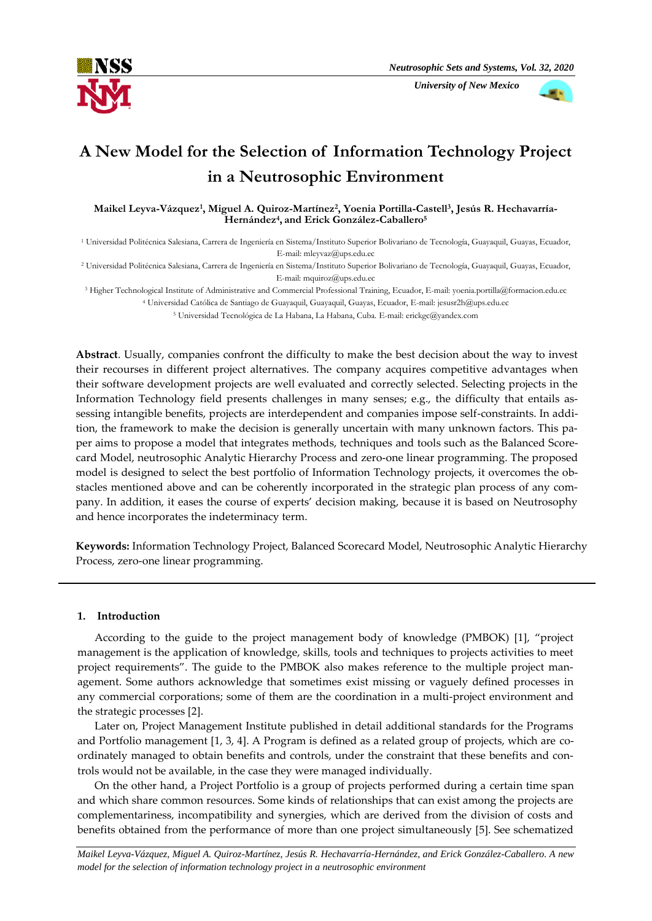# A New Model for the Selection of Information Technology Project in a Neutrosophic Environment

**Maikel Leyva-Vázquez[1], Miguel A. Quiroz-Martínez[2], Yoenia Portilla-Castell[3], Jesús R. Hechavarría-Hernández[4], and Erick González-Caballero[5]**

[1] Universidad Politécnica Salesiana, Carrera de Ingeniería en Sistema/Instituto Superior Bolivariano de Tecnología, Guayaquil, Guayas, Ecuador, E-mail: mleyvaz@ups.edu.ec

[2] Universidad Politécnica Salesiana, Carrera de Ingeniería en Sistema/Instituto Superior Bolivariano de Tecnología, Guayaquil, Guayas, Ecuador, E-mail: mquiroz@ups.edu.ec

[3] Higher Technological Institute of Administrative and Commercial Professional Training, Ecuador, E-mail: yoenia.portilla@formacion.edu.ec

[4] Universidad Católica de Santiago de Guayaquil, Guayaquil, Guayas, Ecuador, E-mail: jesusr2h@ups.edu.ec

[5] Universidad Tecnológica de La Habana, La Habana, Cuba. E-mail: erickgc@yandex.com

**Abstract**. Usually, companies confront the difficulty to make the best decision about the way to invest their recourses in different project alternatives. The company acquires competitive advantages when their software development projects are well evaluated and correctly selected. Selecting projects in the Information Technology field presents challenges in many senses; e.g., the difficulty that entails assessing intangible benefits, projects are interdependent and companies impose self-constraints. In addition, the framework to make the decision is generally uncertain with many unknown factors. This paper aims to propose a model that integrates methods, techniques and tools such as the Balanced Scorecard Model, neutrosophic Analytic Hierarchy Process and zero-one linear programming. The proposed model is designed to select the best portfolio of Information Technology projects, it overcomes the obstacles mentioned above and can be coherently incorporated in the strategic plan process of any company. In addition, it eases the course of experts' decision making, because it is based on Neutrosophy and hence incorporates the indeterminacy term.

**Keywords:** Information Technology Project, Balanced Scorecard Model, Neutrosophic Analytic Hierarchy Process, zero-one linear programming.

## 1. Introduction

According to the guide to the project management body of knowledge (PMBOK) [1], "project management is the application of knowledge, skills, tools and techniques to projects activities to meet project requirements". The guide to the PMBOK also makes reference to the multiple project management. Some authors acknowledge that sometimes exist missing or vaguely defined processes in any commercial corporations; some of them are the coordination in a multi-project environment and the strategic processes [2].

Later on, Project Management Institute published in detail additional standards for the Programs and Portfolio management [1, 3, 4]. A Program is defined as a related group of projects, which are coordinately managed to obtain benefits and controls, under the constraint that these benefits and controls would not be available, in the case they were managed individually.

On the other hand, a Project Portfolio is a group of projects performed during a certain time span and which share common resources. Some kinds of relationships that can exist among the projects are complementariness, incompatibility and synergies, which are derived from the division of costs and benefits obtained from the performance of more than one project simultaneously [5]. See schematized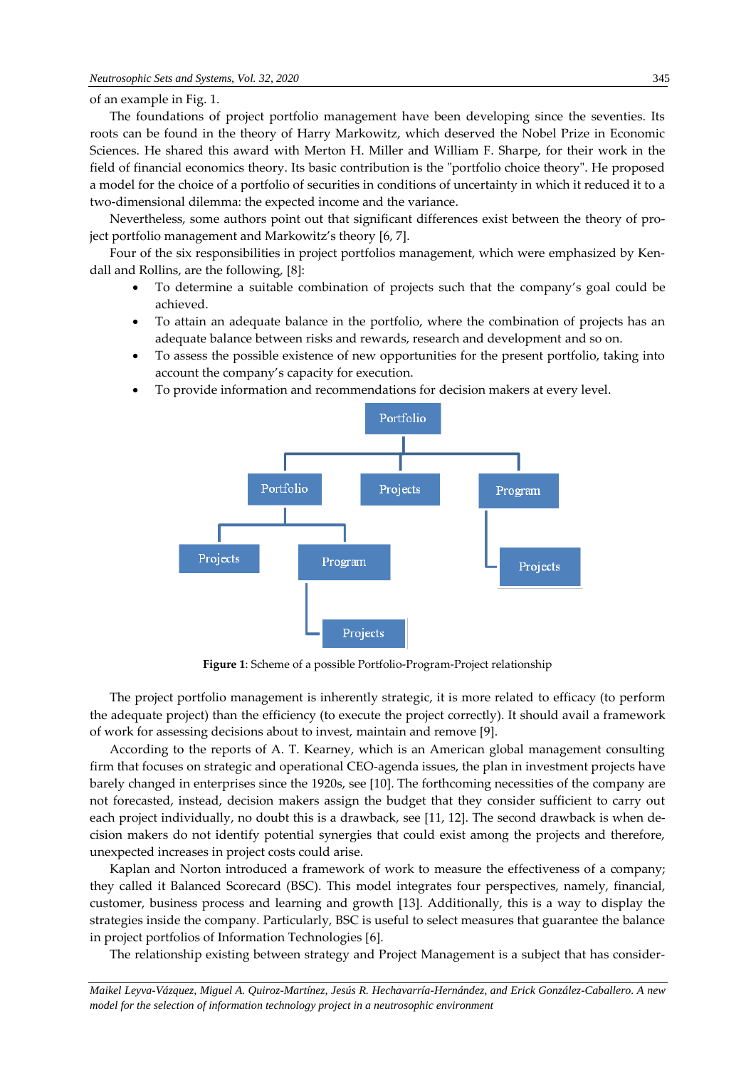of an example in Fig. 1.

The foundations of project portfolio management have been developing since the seventies. Its roots can be found in the theory of Harry Markowitz, which deserved the Nobel Prize in Economic Sciences. He shared this award with Merton H. Miller and William F. Sharpe, for their work in the field of financial economics theory. Its basic contribution is the "portfolio choice theory". He proposed a model for the choice of a portfolio of securities in conditions of uncertainty in which it reduced it to a two-dimensional dilemma: the expected income and the variance.

Nevertheless, some authors point out that significant differences exist between the theory of project portfolio management and Markowitz's theory [6, 7].

Four of the six responsibilities in project portfolios management, which were emphasized by Kendall and Rollins, are the following, [8]:

- To determine a suitable combination of projects such that the company's goal could be achieved.
- To attain an adequate balance in the portfolio, where the combination of projects has an adequate balance between risks and rewards, research and development and so on.
- To assess the possible existence of new opportunities for the present portfolio, taking into account the company's capacity for execution.
- To provide information and recommendations for decision makers at every level.

**Figure 1**: Scheme of a possible Portfolio-Program-Project relationship

The project portfolio management is inherently strategic, it is more related to efficacy (to perform the adequate project) than the efficiency (to execute the project correctly). It should avail a framework of work for assessing decisions about to invest, maintain and remove [9].

According to the reports of A. T. Kearney, which is an American global management consulting firm that focuses on strategic and operational CEO-agenda issues, the plan in investment projects have barely changed in enterprises since the 1920s, see [10]. The forthcoming necessities of the company are not forecasted, instead, decision makers assign the budget that they consider sufficient to carry out each project individually, no doubt this is a drawback, see [11, 12]. The second drawback is when decision makers do not identify potential synergies that could exist among the projects and therefore, unexpected increases in project costs could arise.

Kaplan and Norton introduced a framework of work to measure the effectiveness of a company; they called it Balanced Scorecard (BSC). This model integrates four perspectives, namely, financial, customer, business process and learning and growth [13]. Additionally, this is a way to display the strategies inside the company. Particularly, BSC is useful to select measures that guarantee the balance in project portfolios of Information Technologies [6].

The relationship existing between strategy and Project Management is a subject that has consider-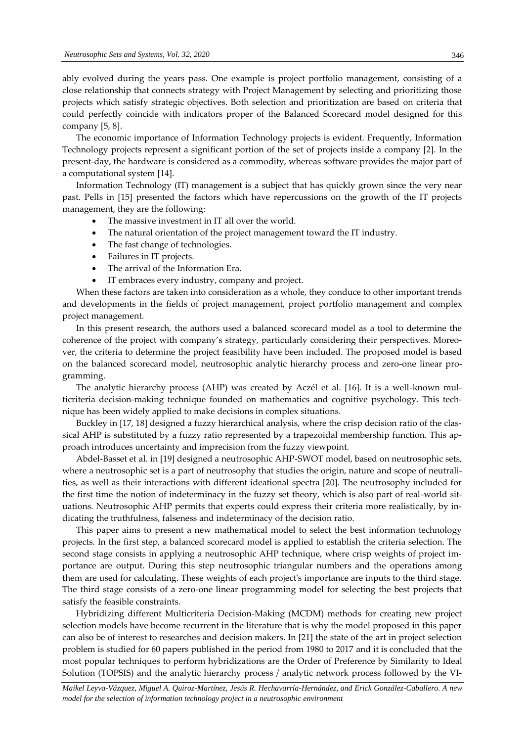ably evolved during the years pass. One example is project portfolio management, consisting of a close relationship that connects strategy with Project Management by selecting and prioritizing those projects which satisfy strategic objectives. Both selection and prioritization are based on criteria that could perfectly coincide with indicators proper of the Balanced Scorecard model designed for this company [5, 8].

The economic importance of Information Technology projects is evident. Frequently, Information Technology projects represent a significant portion of the set of projects inside a company [2]. In the present-day, the hardware is considered as a commodity, whereas software provides the major part of a computational system [14].

Information Technology (IT) management is a subject that has quickly grown since the very near past. Pells in [15] presented the factors which have repercussions on the growth of the IT projects management, they are the following:

- The massive investment in IT all over the world.
- The natural orientation of the project management toward the IT industry.
- The fast change of technologies.
- Failures in IT projects.
- The arrival of the Information Era.
- IT embraces every industry, company and project.

When these factors are taken into consideration as a whole, they conduce to other important trends and developments in the fields of project management, project portfolio management and complex project management.

In this present research, the authors used a balanced scorecard model as a tool to determine the coherence of the project with company's strategy, particularly considering their perspectives. Moreover, the criteria to determine the project feasibility have been included. The proposed model is based on the balanced scorecard model, neutrosophic analytic hierarchy process and zero-one linear programming.

The analytic hierarchy process (AHP) was created by Aczél et al. [16]. It is a well-known multicriteria decision-making technique founded on mathematics and cognitive psychology. This technique has been widely applied to make decisions in complex situations.

Buckley in [17, 18] designed a fuzzy hierarchical analysis, where the crisp decision ratio of the classical AHP is substituted by a fuzzy ratio represented by a trapezoidal membership function. This approach introduces uncertainty and imprecision from the fuzzy viewpoint.

Abdel-Basset et al. in [19] designed a neutrosophic AHP-SWOT model, based on neutrosophic sets, where a neutrosophic set is a part of neutrosophy that studies the origin, nature and scope of neutralities, as well as their interactions with different ideational spectra [20]. The neutrosophy included for the first time the notion of indeterminacy in the fuzzy set theory, which is also part of real-world situations. Neutrosophic AHP permits that experts could express their criteria more realistically, by indicating the truthfulness, falseness and indeterminacy of the decision ratio.

This paper aims to present a new mathematical model to select the best information technology projects. In the first step, a balanced scorecard model is applied to establish the criteria selection. The second stage consists in applying a neutrosophic AHP technique, where crisp weights of project importance are output. During this step neutrosophic triangular numbers and the operations among them are used for calculating. These weights of each project's importance are inputs to the third stage. The third stage consists of a zero-one linear programming model for selecting the best projects that satisfy the feasible constraints.

Hybridizing different Multicriteria Decision-Making (MCDM) methods for creating new project selection models have become recurrent in the literature that is why the model proposed in this paper can also be of interest to researches and decision makers. In [21] the state of the art in project selection problem is studied for 60 papers published in the period from 1980 to 2017 and it is concluded that the most popular techniques to perform hybridizations are the Order of Preference by Similarity to Ideal Solution (TOPSIS) and the analytic hierarchy process / analytic network process followed by the VI-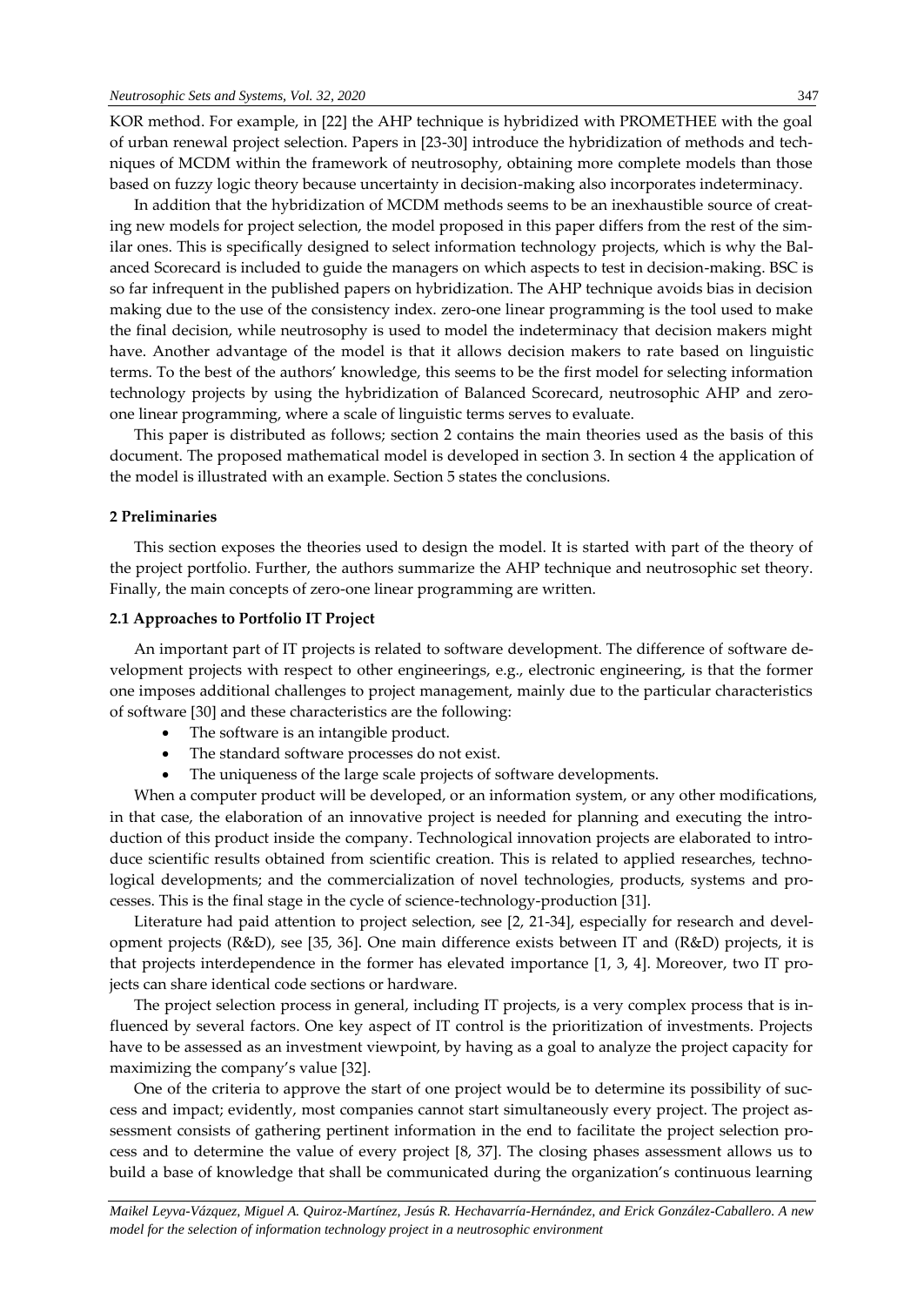KOR method. For example, in [22] the AHP technique is hybridized with PROMETHEE with the goal of urban renewal project selection. Papers in [23-30] introduce the hybridization of methods and techniques of MCDM within the framework of neutrosophy, obtaining more complete models than those based on fuzzy logic theory because uncertainty in decision-making also incorporates indeterminacy.

In addition that the hybridization of MCDM methods seems to be an inexhaustible source of creating new models for project selection, the model proposed in this paper differs from the rest of the similar ones. This is specifically designed to select information technology projects, which is why the Balanced Scorecard is included to guide the managers on which aspects to test in decision-making. BSC is so far infrequent in the published papers on hybridization. The AHP technique avoids bias in decision making due to the use of the consistency index. zero-one linear programming is the tool used to make the final decision, while neutrosophy is used to model the indeterminacy that decision makers might have. Another advantage of the model is that it allows decision makers to rate based on linguistic terms. To the best of the authors' knowledge, this seems to be the first model for selecting information technology projects by using the hybridization of Balanced Scorecard, neutrosophic AHP and zero-one linear programming, where a scale of linguistic terms serves to evaluate.

This paper is distributed as follows; section 2 contains the main theories used as the basis of this document. The proposed mathematical model is developed in section 3. In section 4 the application of the model is illustrated with an example. Section 5 states the conclusions.

## 2 Preliminaries

This section exposes the theories used to design the model. It is started with part of the theory of the project portfolio. Further, the authors summarize the AHP technique and neutrosophic set theory. Finally, the main concepts of zero-one linear programming are written.

### 2.1 Approaches to Portfolio IT Project

An important part of IT projects is related to software development. The difference of software development projects with respect to other engineerings, e.g., electronic engineering, is that the former one imposes additional challenges to project management, mainly due to the particular characteristics of software [30] and these characteristics are the following:

- The software is an intangible product.
- The standard software processes do not exist.
- The uniqueness of the large scale projects of software developments.

When a computer product will be developed, or an information system, or any other modifications, in that case, the elaboration of an innovative project is needed for planning and executing the introduction of this product inside the company. Technological innovation projects are elaborated to introduce scientific results obtained from scientific creation. This is related to applied researches, technological developments; and the commercialization of novel technologies, products, systems and processes. This is the final stage in the cycle of science-technology-production [31].

Literature had paid attention to project selection, see [2, 21-34], especially for research and development projects (R&D), see [35, 36]. One main difference exists between IT and (R&D) projects, it is that projects interdependence in the former has elevated importance [1, 3, 4]. Moreover, two IT projects can share identical code sections or hardware.

The project selection process in general, including IT projects, is a very complex process that is influenced by several factors. One key aspect of IT control is the prioritization of investments. Projects have to be assessed as an investment viewpoint, by having as a goal to analyze the project capacity for maximizing the company's value [32].

One of the criteria to approve the start of one project would be to determine its possibility of success and impact; evidently, most companies cannot start simultaneously every project. The project assessment consists of gathering pertinent information in the end to facilitate the project selection process and to determine the value of every project [8, 37]. The closing phases assessment allows us to build a base of knowledge that shall be communicated during the organization's continuous learning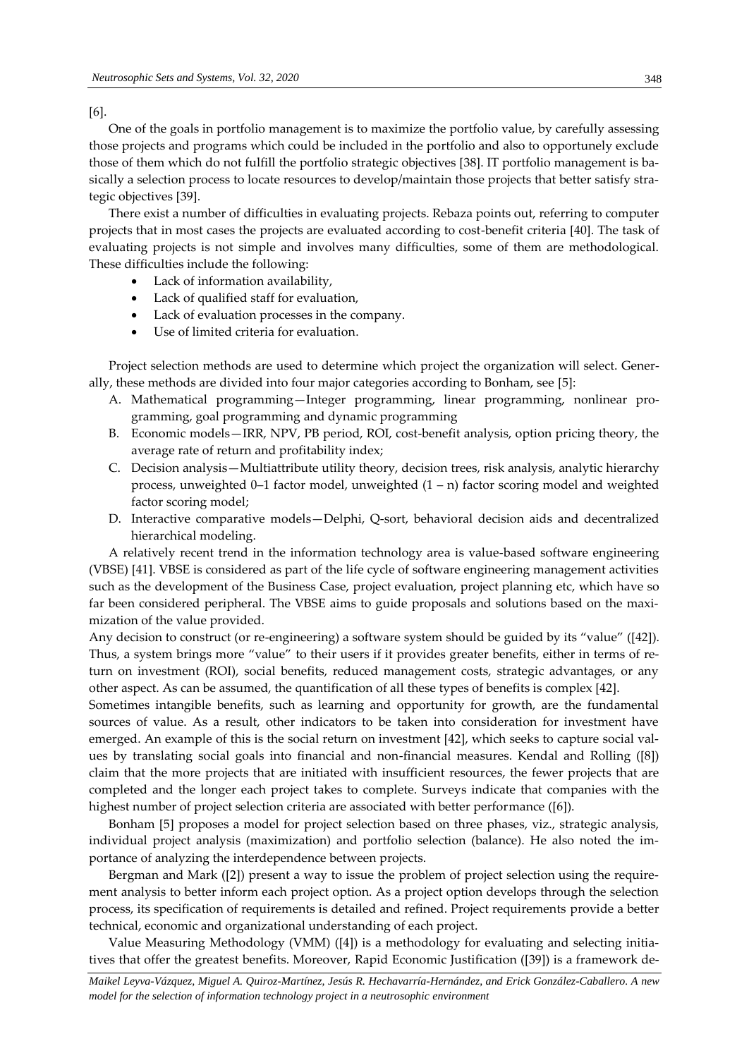[6].

One of the goals in portfolio management is to maximize the portfolio value, by carefully assessing those projects and programs which could be included in the portfolio and also to opportunely exclude those of them which do not fulfill the portfolio strategic objectives [38]. IT portfolio management is basically a selection process to locate resources to develop/maintain those projects that better satisfy strategic objectives [39].

There exist a number of difficulties in evaluating projects. Rebaza points out, referring to computer projects that in most cases the projects are evaluated according to cost-benefit criteria [40]. The task of evaluating projects is not simple and involves many difficulties, some of them are methodological. These difficulties include the following:

- Lack of information availability,
- Lack of qualified staff for evaluation,
- Lack of evaluation processes in the company.
- Use of limited criteria for evaluation.

Project selection methods are used to determine which project the organization will select. Generally, these methods are divided into four major categories according to Bonham, see [5]:

A. Mathematical programming—Integer programming, linear programming, nonlinear programming, goal programming and dynamic programming
B. Economic models—IRR, NPV, PB period, ROI, cost-benefit analysis, option pricing theory, the average rate of return and profitability index;
C. Decision analysis—Multiattribute utility theory, decision trees, risk analysis, analytic hierarchy process, unweighted 0–1 factor model, unweighted (1 – n) factor scoring model and weighted factor scoring model;
D. Interactive comparative models—Delphi, Q-sort, behavioral decision aids and decentralized hierarchical modeling.

A relatively recent trend in the information technology area is value-based software engineering (VBSE) [41]. VBSE is considered as part of the life cycle of software engineering management activities such as the development of the Business Case, project evaluation, project planning etc, which have so far been considered peripheral. The VBSE aims to guide proposals and solutions based on the maximization of the value provided.

Any decision to construct (or re-engineering) a software system should be guided by its "value" ([42]). Thus, a system brings more "value" to their users if it provides greater benefits, either in terms of return on investment (ROI), social benefits, reduced management costs, strategic advantages, or any other aspect. As can be assumed, the quantification of all these types of benefits is complex [42].

Sometimes intangible benefits, such as learning and opportunity for growth, are the fundamental sources of value. As a result, other indicators to be taken into consideration for investment have emerged. An example of this is the social return on investment [42], which seeks to capture social values by translating social goals into financial and non-financial measures. Kendal and Rolling ([8]) claim that the more projects that are initiated with insufficient resources, the fewer projects that are completed and the longer each project takes to complete. Surveys indicate that companies with the highest number of project selection criteria are associated with better performance ([6]).

Bonham [5] proposes a model for project selection based on three phases, viz., strategic analysis, individual project analysis (maximization) and portfolio selection (balance). He also noted the importance of analyzing the interdependence between projects.

Bergman and Mark ([2]) present a way to issue the problem of project selection using the requirement analysis to better inform each project option. As a project option develops through the selection process, its specification of requirements is detailed and refined. Project requirements provide a better technical, economic and organizational understanding of each project.

Value Measuring Methodology (VMM) ([4]) is a methodology for evaluating and selecting initiatives that offer the greatest benefits. Moreover, Rapid Economic Justification ([39]) is a framework de-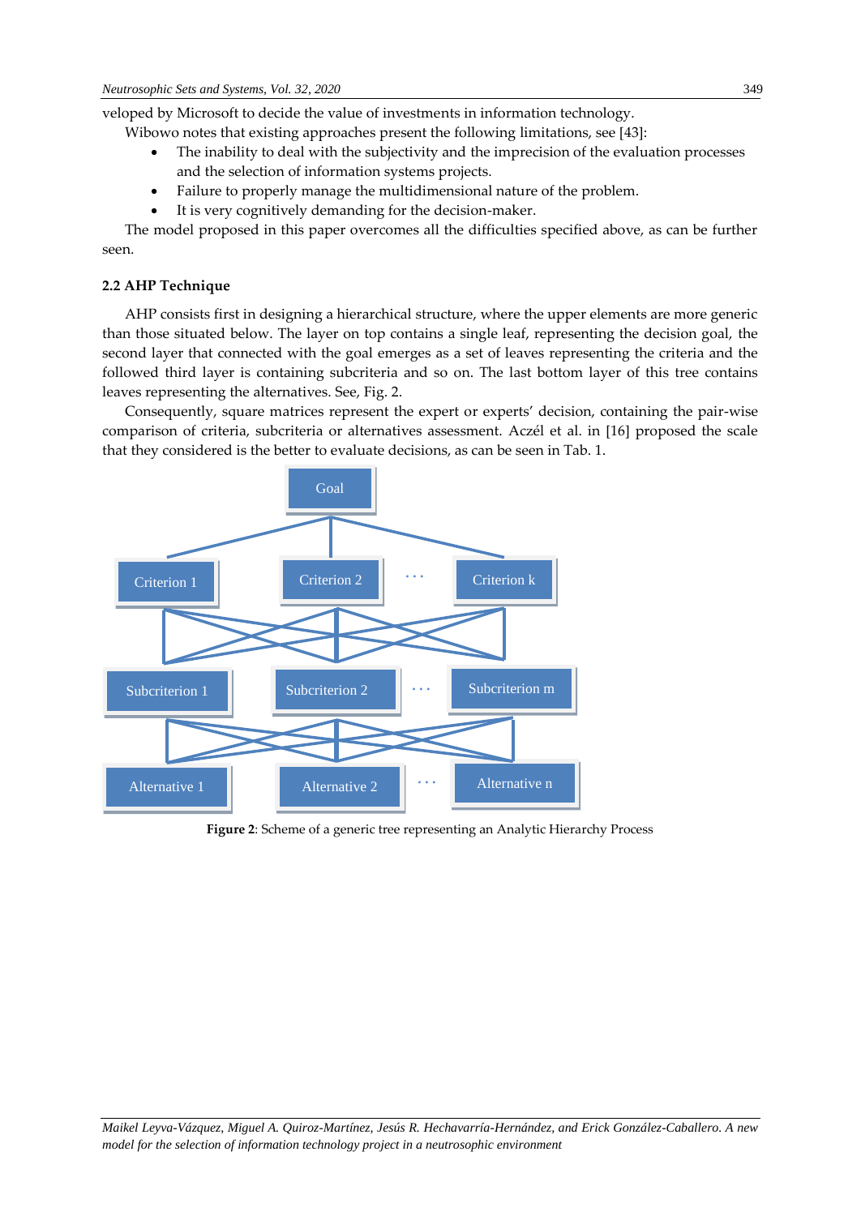veloped by Microsoft to decide the value of investments in information technology.

Wibowo notes that existing approaches present the following limitations, see [43]:

- The inability to deal with the subjectivity and the imprecision of the evaluation processes and the selection of information systems projects.
- Failure to properly manage the multidimensional nature of the problem.
- It is very cognitively demanding for the decision-maker.

The model proposed in this paper overcomes all the difficulties specified above, as can be further seen.

### 2.2 AHP Technique

AHP consists first in designing a hierarchical structure, where the upper elements are more generic than those situated below. The layer on top contains a single leaf, representing the decision goal, the second layer that connected with the goal emerges as a set of leaves representing the criteria and the followed third layer is containing subcriteria and so on. The last bottom layer of this tree contains leaves representing the alternatives. See, Fig. 2.

Consequently, square matrices represent the expert or experts' decision, containing the pair-wise comparison of criteria, subcriteria or alternatives assessment. Aczél et al. in [16] proposed the scale that they considered is the better to evaluate decisions, as can be seen in Tab. 1.

Goal

Criterion 1 | Criterion 2 | ... | Criterion k

Subcriterion 1 | Subcriterion 2 | ... | Subcriterion m

Alternative 1 | Alternative 2 | ... | Alternative n

**Figure 2**: Scheme of a generic tree representing an Analytic Hierarchy Process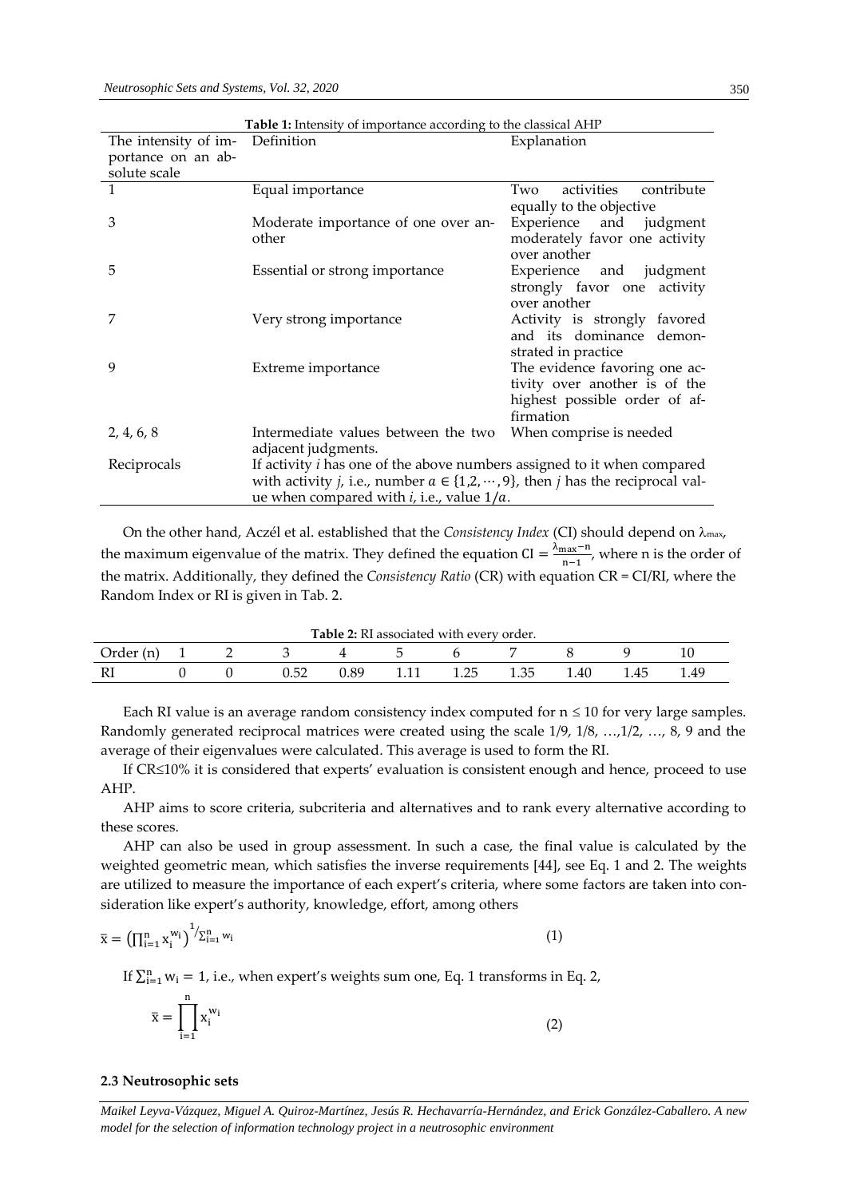**Table 1:** Intensity of importance according to the classical AHP

| The intensity of importance on an absolute scale | Definition | Explanation |
| --- | --- | --- |
| 1 | Equal importance | Two activities contribute equally to the objective |
| 3 | Moderate importance of one over another | Experience and judgment moderately favor one activity over another |
| 5 | Essential or strong importance | Experience and judgment strongly favor one activity over another |
| 7 | Very strong importance | Activity is strongly favored and its dominance demonstrated in practice |
| 9 | Extreme importance | The evidence favoring one activity over another is of the highest possible order of affirmation |
| 2, 4, 6, 8 | Intermediate values between the two adjacent judgments. | When comprise is needed |
| Reciprocals | If activity *i* has one of the above numbers assigned to it when compared with activity *j*, i.e., number $a \in \{1,2,\cdots,9\}$, then *j* has the reciprocal value when compared with *i*, i.e., value $1/a$. | |

On the other hand, Aczél et al. established that the *Consistency Index* (CI) should depend on $\lambda_{max}$, the maximum eigenvalue of the matrix. They defined the equation $\mathrm{CI} = \frac{\lambda_{max} - n}{n-1}$, where n is the order of the matrix. Additionally, they defined the *Consistency Ratio* (CR) with equation CR = CI/RI, where the Random Index or RI is given in Tab. 2.

**Table 2:** RI associated with every order.

| Order (n) | 1 | 2 | 3 | 4 | 5 | 6 | 7 | 8 | 9 | 10 |
| --- | --- | --- | --- | --- | --- | --- | --- | --- | --- | --- |
| RI | 0 | 0 | 0.52 | 0.89 | 1.11 | 1.25 | 1.35 | 1.40 | 1.45 | 1.49 |

Each RI value is an average random consistency index computed for $n \leq 10$ for very large samples. Randomly generated reciprocal matrices were created using the scale 1/9, 1/8, …,1/2, …, 8, 9 and the average of their eigenvalues were calculated. This average is used to form the RI.

If CR≤10% it is considered that experts' evaluation is consistent enough and hence, proceed to use AHP.

AHP aims to score criteria, subcriteria and alternatives and to rank every alternative according to these scores.

AHP can also be used in group assessment. In such a case, the final value is calculated by the weighted geometric mean, which satisfies the inverse requirements [44], see Eq. 1 and 2. The weights are utilized to measure the importance of each expert's criteria, where some factors are taken into consideration like expert's authority, knowledge, effort, among others

$$\bar{x} = \left(\prod_{i=1}^{n} x_i^{w_i}\right)^{1/\sum_{i=1}^{n} w_i} \tag{1}$$

If $\sum_{i=1}^{n} w_i = 1$, i.e., when expert's weights sum one, Eq. 1 transforms in Eq. 2,

$$\bar{x} = \prod_{i=1}^{n} x_i^{w_i} \tag{2}$$

### 2.3 Neutrosophic sets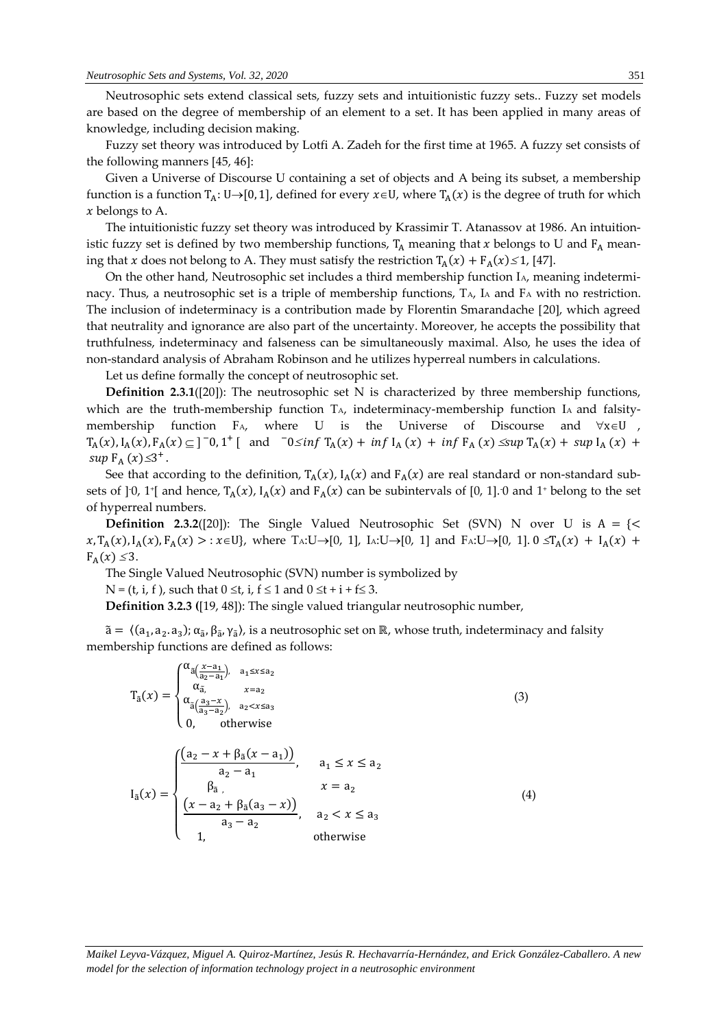Neutrosophic sets extend classical sets, fuzzy sets and intuitionistic fuzzy sets.. Fuzzy set models are based on the degree of membership of an element to a set. It has been applied in many areas of knowledge, including decision making.

Fuzzy set theory was introduced by Lotfi A. Zadeh for the first time at 1965. A fuzzy set consists of the following manners [45, 46]:

Given a Universe of Discourse U containing a set of objects and A being its subset, a membership function is a function $T_A$: U→[0, 1], defined for every $x \in U$, where $T_A(x)$ is the degree of truth for which $x$ belongs to A.

The intuitionistic fuzzy set theory was introduced by Krassimir T. Atanassov at 1986. An intuitionistic fuzzy set is defined by two membership functions, $T_A$ meaning that $x$ belongs to U and $F_A$ meaning that $x$ does not belong to A. They must satisfy the restriction $T_A(x) + F_A(x) \leq 1$, [47].

On the other hand, Neutrosophic set includes a third membership function $I_A$, meaning indeterminacy. Thus, a neutrosophic set is a triple of membership functions, $T_A$, $I_A$ and $F_A$ with no restriction. The inclusion of indeterminacy is a contribution made by Florentin Smarandache [20], which agreed that neutrality and ignorance are also part of the uncertainty. Moreover, he accepts the possibility that truthfulness, indeterminacy and falseness can be simultaneously maximal. Also, he uses the idea of non-standard analysis of Abraham Robinson and he utilizes hyperreal numbers in calculations.

Let us define formally the concept of neutrosophic set.

**Definition 2.3.1**([20]): The neutrosophic set N is characterized by three membership functions, which are the truth-membership function $T_A$, indeterminacy-membership function $I_A$ and falsity-membership function $F_A$, where U is the Universe of Discourse and $\forall x \in U$, $T_A(x), I_A(x), F_A(x) \subseteq ]^-0, 1^+[$ and $^-0 \leq \inf T_A(x) + \inf I_A(x) + \inf F_A(x) \leq \sup T_A(x) + \sup I_A(x) + \sup F_A(x) \leq 3^+$.

See that according to the definition, $T_A(x)$, $I_A(x)$ and $F_A(x)$ are real standard or non-standard subsets of $]^-0, 1^+[$ and hence, $T_A(x)$, $I_A(x)$ and $F_A(x)$ can be subintervals of [0, 1]. $^-0$ and $1^+$ belong to the set of hyperreal numbers.

**Definition 2.3.2**([20]): The Single Valued Neutrosophic Set (SVN) N over U is $A = \{< x, T_A(x), I_A(x), F_A(x) >: x \in U\}$, where $T_A$:U→[0, 1], $I_A$:U→[0, 1] and $F_A$:U→[0, 1]. $0 \leq T_A(x) + I_A(x) + F_A(x) \leq 3$.

The Single Valued Neutrosophic (SVN) number is symbolized by

N = (t, i, f ), such that $0 \leq t, i, f \leq 1$ and $0 \leq t + i + f \leq 3$.

**Definition 3.2.3** ([19, 48]): The single valued triangular neutrosophic number,

$\tilde{a} = \langle (a_1, a_2, a_3); \alpha_{\tilde{a}}, \beta_{\tilde{a}}, \gamma_{\tilde{a}} \rangle$, is a neutrosophic set on ℝ, whose truth, indeterminacy and falsity membership functions are defined as follows:

$$T_{\tilde{a}}(x) = \begin{cases} \alpha_{\tilde{a}}\left(\frac{x-a_1}{a_2-a_1}\right), & a_1 \leq x \leq a_2 \\ \alpha_{\tilde{a}}, & x = a_2 \\ \alpha_{\tilde{a}}\left(\frac{a_3-x}{a_3-a_2}\right), & a_2 < x \leq a_3 \\ 0, & \text{otherwise} \end{cases} \tag{3}$$

$$I_{\tilde{a}}(x) = \begin{cases} \frac{\left(a_2 - x + \beta_{\tilde{a}}(x - a_1)\right)}{a_2 - a_1}, & a_1 \leq x \leq a_2 \\ \beta_{\tilde{a}}, & x = a_2 \\ \frac{\left(x - a_2 + \beta_{\tilde{a}}(a_3 - x)\right)}{a_3 - a_2}, & a_2 < x \leq a_3 \\ 1, & \text{otherwise} \end{cases} \tag{4}$$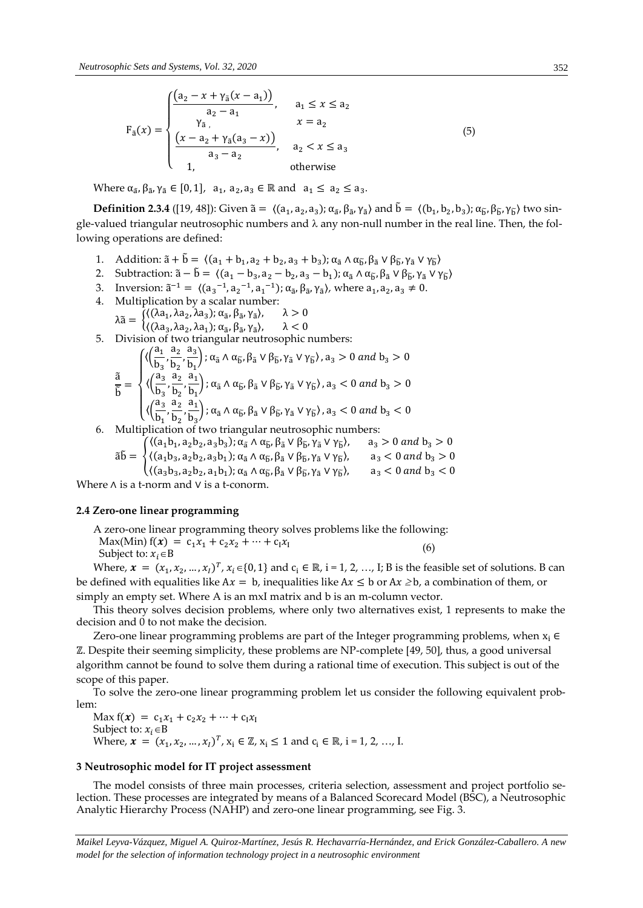$$F_{\tilde{a}}(x)=\begin{cases}\frac{\left(a_2-x+\gamma_{\tilde{a}}(x-a_1)\right)}{a_2-a_1}, & a_1\le x\le a_2\\ \gamma_{\tilde{a}}, & x=a_2\\ \frac{\left(x-a_2+\gamma_{\tilde{a}}(a_3-x)\right)}{a_3-a_2}, & a_2<x\le a_3\\ 1, & \text{otherwise}\end{cases} \tag{5}$$

Where $\alpha_{\tilde{a}}, \beta_{\tilde{a}}, \gamma_{\tilde{a}} \in [0,1]$, $a_1, a_2, a_3 \in \mathbb{R}$ and $a_1 \le a_2 \le a_3$.

**Definition 2.3.4** ([19, 48]): Given $\tilde{a} = \langle(a_1, a_2, a_3); \alpha_{\tilde{a}}, \beta_{\tilde{a}}, \gamma_{\tilde{a}}\rangle$ and $\tilde{b} = \langle(b_1, b_2, b_3); \alpha_{\tilde{b}}, \beta_{\tilde{b}}, \gamma_{\tilde{b}}\rangle$ two single-valued triangular neutrosophic numbers and $\lambda$ any non-null number in the real line. Then, the following operations are defined:

1. Addition: $\tilde{a} + \tilde{b} = \langle(a_1 + b_1, a_2 + b_2, a_3 + b_3); \alpha_{\tilde{a}} \wedge \alpha_{\tilde{b}}, \beta_{\tilde{a}} \vee \beta_{\tilde{b}}, \gamma_{\tilde{a}} \vee \gamma_{\tilde{b}}\rangle$
2. Subtraction: $\tilde{a} - \tilde{b} = \langle(a_1 - b_3, a_2 - b_2, a_3 - b_1); \alpha_{\tilde{a}} \wedge \alpha_{\tilde{b}}, \beta_{\tilde{a}} \vee \beta_{\tilde{b}}, \gamma_{\tilde{a}} \vee \gamma_{\tilde{b}}\rangle$
3. Inversion: $\tilde{a}^{-1} = \langle(a_3^{-1}, a_2^{-1}, a_1^{-1}); \alpha_{\tilde{a}}, \beta_{\tilde{a}}, \gamma_{\tilde{a}}\rangle$, where $a_1, a_2, a_3 \neq 0$.
4. Multiplication by a scalar number:
$$\lambda\tilde{a}=\begin{cases}\langle(\lambda a_1, \lambda a_2, \lambda a_3); \alpha_{\tilde{a}}, \beta_{\tilde{a}}, \gamma_{\tilde{a}}\rangle, & \lambda>0\\ \langle(\lambda a_3, \lambda a_2, \lambda a_1); \alpha_{\tilde{a}}, \beta_{\tilde{a}}, \gamma_{\tilde{a}}\rangle, & \lambda<0\end{cases}$$
5. Division of two triangular neutrosophic numbers:
$$\frac{\tilde{a}}{\tilde{b}}=\begin{cases}\langle\left(\frac{a_1}{b_3},\frac{a_2}{b_2},\frac{a_3}{b_1}\right); \alpha_{\tilde{a}} \wedge \alpha_{\tilde{b}}, \beta_{\tilde{a}} \vee \beta_{\tilde{b}}, \gamma_{\tilde{a}} \vee \gamma_{\tilde{b}}\rangle, a_3>0 \text{ and } b_3>0\\ \langle\left(\frac{a_3}{b_3},\frac{a_2}{b_2},\frac{a_1}{b_1}\right); \alpha_{\tilde{a}} \wedge \alpha_{\tilde{b}}, \beta_{\tilde{a}} \vee \beta_{\tilde{b}}, \gamma_{\tilde{a}} \vee \gamma_{\tilde{b}}\rangle, a_3<0 \text{ and } b_3>0\\ \langle\left(\frac{a_3}{b_1},\frac{a_2}{b_2},\frac{a_1}{b_3}\right); \alpha_{\tilde{a}} \wedge \alpha_{\tilde{b}}, \beta_{\tilde{a}} \vee \beta_{\tilde{b}}, \gamma_{\tilde{a}} \vee \gamma_{\tilde{b}}\rangle, a_3<0 \text{ and } b_3<0\end{cases}$$
6. Multiplication of two triangular neutrosophic numbers:
$$\tilde{a}\tilde{b}=\begin{cases}\langle(a_1b_1, a_2b_2, a_3b_3); \alpha_{\tilde{a}} \wedge \alpha_{\tilde{b}}, \beta_{\tilde{a}} \vee \beta_{\tilde{b}}, \gamma_{\tilde{a}} \vee \gamma_{\tilde{b}}\rangle, & a_3>0 \text{ and } b_3>0\\ \langle(a_1b_3, a_2b_2, a_3b_1); \alpha_{\tilde{a}} \wedge \alpha_{\tilde{b}}, \beta_{\tilde{a}} \vee \beta_{\tilde{b}}, \gamma_{\tilde{a}} \vee \gamma_{\tilde{b}}\rangle, & a_3<0 \text{ and } b_3>0\\ \langle(a_3b_3, a_2b_2, a_1b_1); \alpha_{\tilde{a}} \wedge \alpha_{\tilde{b}}, \beta_{\tilde{a}} \vee \beta_{\tilde{b}}, \gamma_{\tilde{a}} \vee \gamma_{\tilde{b}}\rangle, & a_3<0 \text{ and } b_3<0\end{cases}$$

Where $\wedge$ is a t-norm and $\vee$ is a t-conorm.

### 2.4 Zero-one linear programming

A zero-one linear programming theory solves problems like the following:

$$\text{Max(Min) } f(\boldsymbol{x}) = c_1x_1 + c_2x_2 + \cdots + c_Ix_I \quad \text{Subject to: } x_i \in B \tag{6}$$

Where, $\boldsymbol{x} = (x_1, x_2, \ldots, x_I)^T$, $x_i \in \{0,1\}$ and $c_i \in \mathbb{R}$, i = 1, 2, …, I; B is the feasible set of solutions. B can be defined with equalities like $Ax = b$, inequalities like $Ax \le b$ or $Ax \ge b$, a combination of them, or simply an empty set. Where A is an mxI matrix and b is an m-column vector.

This theory solves decision problems, where only two alternatives exist, 1 represents to make the decision and 0 to not make the decision.

Zero-one linear programming problems are part of the Integer programming problems, when $x_i \in \mathbb{Z}$. Despite their seeming simplicity, these problems are NP-complete [49, 50], thus, a good universal algorithm cannot be found to solve them during a rational time of execution. This subject is out of the scope of this paper.

To solve the zero-one linear programming problem let us consider the following equivalent problem:

Max $f(\boldsymbol{x}) = c_1x_1 + c_2x_2 + \cdots + c_Ix_I$

Subject to: $x_i \in B$

Where, $\boldsymbol{x} = (x_1, x_2, \ldots, x_I)^T$, $x_i \in \mathbb{Z}$, $x_i \le 1$ and $c_i \in \mathbb{R}$, i = 1, 2, …, I.

## 3 Neutrosophic model for IT project assessment

The model consists of three main processes, criteria selection, assessment and project portfolio selection. These processes are integrated by means of a Balanced Scorecard Model (BSC), a Neutrosophic Analytic Hierarchy Process (NAHP) and zero-one linear programming, see Fig. 3.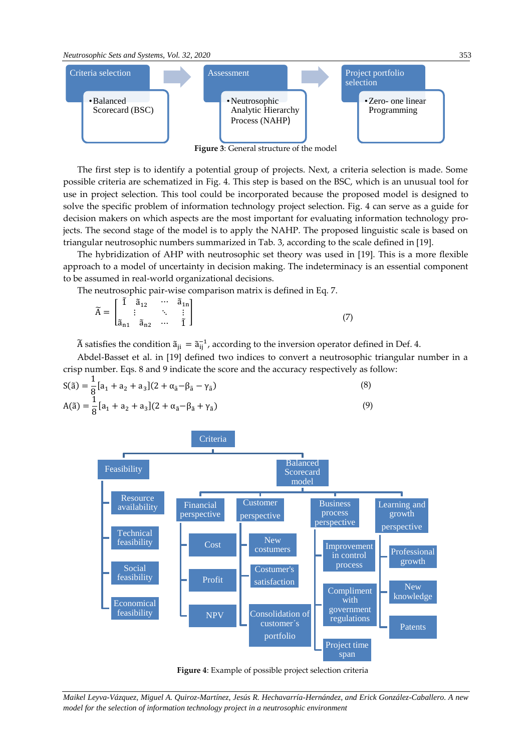Criteria selection

- Balanced Scorecard (BSC)

Assessment

- Neutrosophic Analytic Hierarchy Process (NAHP)

Project portfolio selection

- Zero- one linear Programming

**Figure 3**: General structure of the model

The first step is to identify a potential group of projects. Next, a criteria selection is made. Some possible criteria are schematized in Fig. 4. This step is based on the BSC, which is an unusual tool for use in project selection. This tool could be incorporated because the proposed model is designed to solve the specific problem of information technology project selection. Fig. 4 can serve as a guide for decision makers on which aspects are the most important for evaluating information technology projects. The second stage of the model is to apply the NAHP. The proposed linguistic scale is based on triangular neutrosophic numbers summarized in Tab. 3, according to the scale defined in [19].

The hybridization of AHP with neutrosophic set theory was used in [19]. This is a more flexible approach to a model of uncertainty in decision making. The indeterminacy is an essential component to be assumed in real-world organizational decisions.

The neutrosophic pair-wise comparison matrix is defined in Eq. 7.

$$\tilde{A} = \begin{bmatrix} \tilde{1} & \tilde{a}_{12} & \cdots & \tilde{a}_{1n} \\ \vdots & & \ddots & \vdots \\ \tilde{a}_{n1} & \tilde{a}_{n2} & \cdots & \tilde{1} \end{bmatrix} \quad (7)$$

$\tilde{A}$ satisfies the condition $\tilde{a}_{ji} = \tilde{a}_{ij}^{-1}$, according to the inversion operator defined in Def. 4.

Abdel-Basset et al. in [19] defined two indices to convert a neutrosophic triangular number in a crisp number. Eqs. 8 and 9 indicate the score and the accuracy respectively as follow:

$$S(\tilde{a}) = \frac{1}{8}[a_1 + a_2 + a_3](2 + \alpha_{\tilde{a}} - \beta_{\tilde{a}} - \gamma_{\tilde{a}}) \quad (8)$$

$$A(\tilde{a}) = \frac{1}{8}[a_1 + a_2 + a_3](2 + \alpha_{\tilde{a}} - \beta_{\tilde{a}} + \gamma_{\tilde{a}}) \quad (9)$$

- Criteria
  - Feasibility
    - Resource availability
    - Technical feasibility
    - Social feasibility
    - Economical feasibility
  - Balanced Scorecard model
    - Financial perspective
      - Cost
      - Profit
      - NPV
    - Customer perspective
      - New costumers
      - Costumer's satisfaction
      - Consolidation of customer´s portfolio
    - Business process perspective
      - Improvement in control process
      - Compliment with government regulations
      - Project time span
    - Learning and growth perspective
      - Professional growth
      - New knowledge
      - Patents

**Figure 4**: Example of possible project selection criteria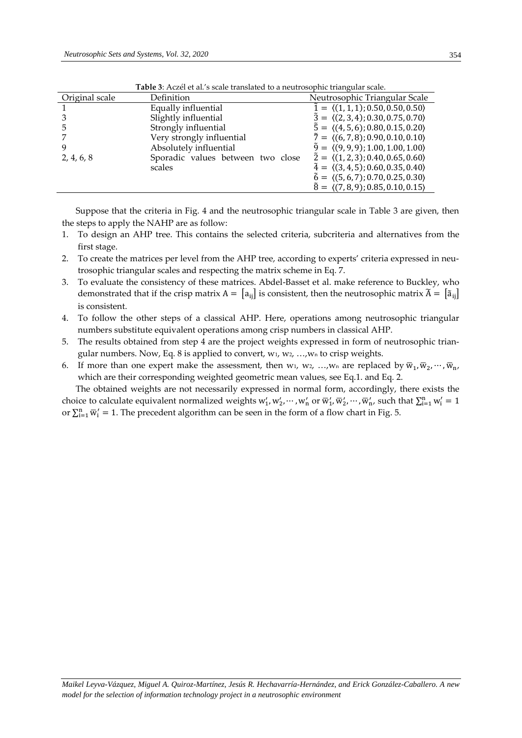**Table 3**: Aczél et al.'s scale translated to a neutrosophic triangular scale.

| Original scale | Definition | Neutrosophic Triangular Scale |
|---|---|---|
| 1 | Equally influential | $\tilde{1} = \langle(1,1,1); 0.50, 0.50, 0.50\rangle$ |
| 3 | Slightly influential | $\tilde{3} = \langle(2,3,4); 0.30, 0.75, 0.70\rangle$ |
| 5 | Strongly influential | $\tilde{5} = \langle(4,5,6); 0.80, 0.15, 0.20\rangle$ |
| 7 | Very strongly influential | $\tilde{7} = \langle(6,7,8); 0.90, 0.10, 0.10\rangle$ |
| 9 | Absolutely influential | $\tilde{9} = \langle(9,9,9); 1.00, 1.00, 1.00\rangle$ |
| 2, 4, 6, 8 | Sporadic values between two close scales | $\tilde{2} = \langle(1,2,3); 0.40, 0.65, 0.60\rangle$<br>$\tilde{4} = \langle(3,4,5); 0.60, 0.35, 0.40\rangle$<br>$\tilde{6} = \langle(5,6,7); 0.70, 0.25, 0.30\rangle$<br>$\tilde{8} = \langle(7,8,9); 0.85, 0.10, 0.15\rangle$ |

Suppose that the criteria in Fig. 4 and the neutrosophic triangular scale in Table 3 are given, then the steps to apply the NAHP are as follow:

1. To design an AHP tree. This contains the selected criteria, subcriteria and alternatives from the first stage.
2. To create the matrices per level from the AHP tree, according to experts' criteria expressed in neutrosophic triangular scales and respecting the matrix scheme in Eq. 7.
3. To evaluate the consistency of these matrices. Abdel-Basset et al. make reference to Buckley, who demonstrated that if the crisp matrix $A = [a_{ij}]$ is consistent, then the neutrosophic matrix $\tilde{A} = [\tilde{a}_{ij}]$ is consistent.
4. To follow the other steps of a classical AHP. Here, operations among neutrosophic triangular numbers substitute equivalent operations among crisp numbers in classical AHP.
5. The results obtained from step 4 are the project weights expressed in form of neutrosophic triangular numbers. Now, Eq. 8 is applied to convert, $w_1, w_2, \ldots, w_n$ to crisp weights.
6. If more than one expert make the assessment, then $w_1, w_2, \ldots, w_n$ are replaced by $\bar{w}_1, \bar{w}_2, \cdots, \bar{w}_n$, which are their corresponding weighted geometric mean values, see Eq.1. and Eq. 2.

The obtained weights are not necessarily expressed in normal form, accordingly, there exists the choice to calculate equivalent normalized weights $w'_1, w'_2, \cdots, w'_n$ or $\bar{w}'_1, \bar{w}'_2, \cdots, \bar{w}'_n$, such that $\sum_{i=1}^{n} w'_i = 1$ or $\sum_{i=1}^{n} \bar{w}'_i = 1$. The precedent algorithm can be seen in the form of a flow chart in Fig. 5.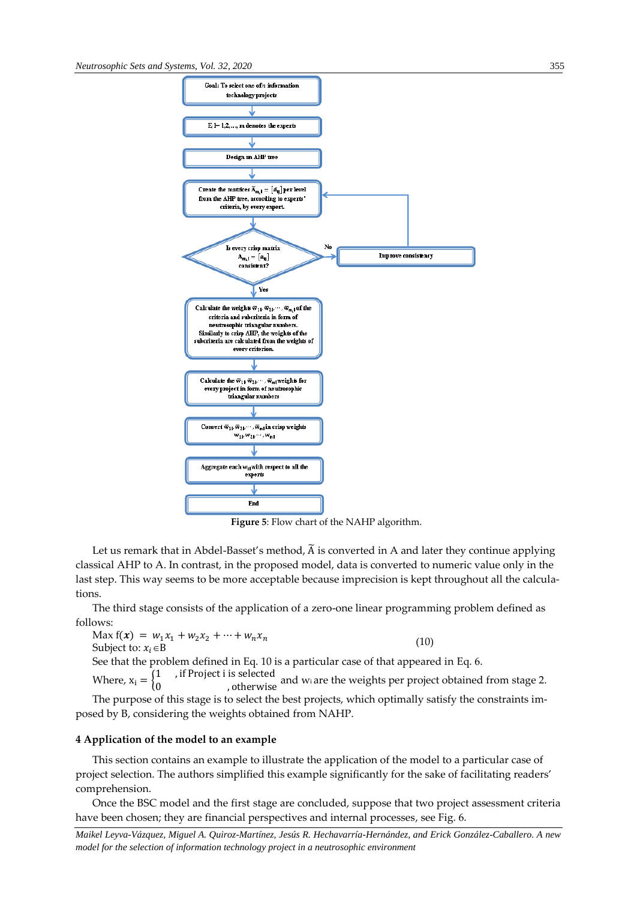Goal: To select one of n information technology projects

E I= 1,2,…, m denotes the experts

Design an AHP tree

Create the matrices $\tilde{A}_{m,l} = [\tilde{a}_{ij}]$ per level from the AHP tree, according to experts' criteria, by every expert.

Is every crisp matrix $A_{m,l} = [a_{ij}]$ consistent?

No → Improve consistency

Yes

Calculate the weights $\tilde{w}_{11}, \tilde{w}_{21}, \cdots, \tilde{w}_{n,1}$ of the criteria and subcriteria in form of neutrosophic triangular numbers. Similarly to crisp AHP, the weights of the subcriteria are calculated from the weights of every criterion.

Calculate the $\tilde{w}_{11}, \tilde{w}_{21}, \cdots, \tilde{w}_{n1}$ weights for every project in form of neutrosophic triangular numbers

Convert $\tilde{w}_{11}, \tilde{w}_{21}, \cdots, \tilde{w}_{n1}$ in crisp weights $w_{11}, w_{21}, \cdots, w_{n1}$

Aggregate each $w_{i1}$ with respect to all the experts

End

**Figure 5**: Flow chart of the NAHP algorithm.

Let us remark that in Abdel-Basset's method, $\tilde{A}$ is converted in A and later they continue applying classical AHP to A. In contrast, in the proposed model, data is converted to numeric value only in the last step. This way seems to be more acceptable because imprecision is kept throughout all the calculations.

The third stage consists of the application of a zero-one linear programming problem defined as follows:

$$\text{Max } f(\boldsymbol{x}) = w_1x_1 + w_2x_2 + \cdots + w_nx_n \qquad (10)$$
$$\text{Subject to: } x_i \in \text{B}$$

See that the problem defined in Eq. 10 is a particular case of that appeared in Eq. 6.

Where, $x_i = \begin{cases} 1 & \text{, if Project i is selected} \\ 0 & \text{, otherwise} \end{cases}$ and $w_i$ are the weights per project obtained from stage 2.

The purpose of this stage is to select the best projects, which optimally satisfy the constraints imposed by B, considering the weights obtained from NAHP.

## 4 Application of the model to an example

This section contains an example to illustrate the application of the model to a particular case of project selection. The authors simplified this example significantly for the sake of facilitating readers' comprehension.

Once the BSC model and the first stage are concluded, suppose that two project assessment criteria have been chosen; they are financial perspectives and internal processes, see Fig. 6.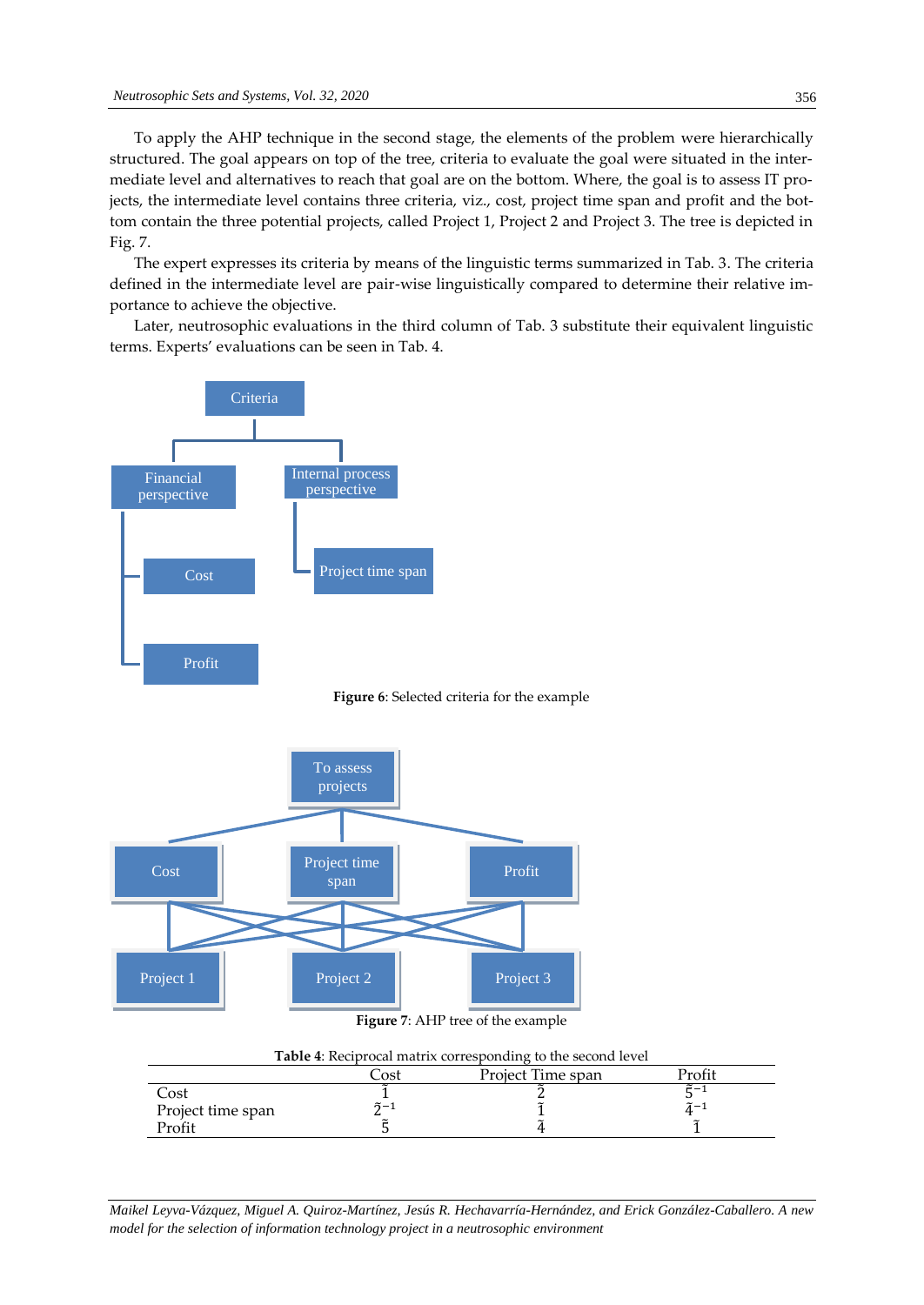To apply the AHP technique in the second stage, the elements of the problem were hierarchically structured. The goal appears on top of the tree, criteria to evaluate the goal were situated in the intermediate level and alternatives to reach that goal are on the bottom. Where, the goal is to assess IT projects, the intermediate level contains three criteria, viz., cost, project time span and profit and the bottom contain the three potential projects, called Project 1, Project 2 and Project 3. The tree is depicted in Fig. 7.

The expert expresses its criteria by means of the linguistic terms summarized in Tab. 3. The criteria defined in the intermediate level are pair-wise linguistically compared to determine their relative importance to achieve the objective.

Later, neutrosophic evaluations in the third column of Tab. 3 substitute their equivalent linguistic terms. Experts' evaluations can be seen in Tab. 4.

Criteria

Financial perspective — Cost, Profit

Internal process perspective — Project time span

**Figure 6**: Selected criteria for the example

To assess projects

Cost | Project time span | Profit

Project 1 | Project 2 | Project 3

**Figure 7**: AHP tree of the example

**Table 4**: Reciprocal matrix corresponding to the second level

| | Cost | Project Time span | Profit |
|---|---|---|---|
| Cost | $\tilde{1}$ | $\tilde{2}$ | $\tilde{5}^{-1}$ |
| Project time span | $\tilde{2}^{-1}$ | $\tilde{1}$ | $\tilde{4}^{-1}$ |
| Profit | $\tilde{5}$ | $\tilde{4}$ | $\tilde{1}$ |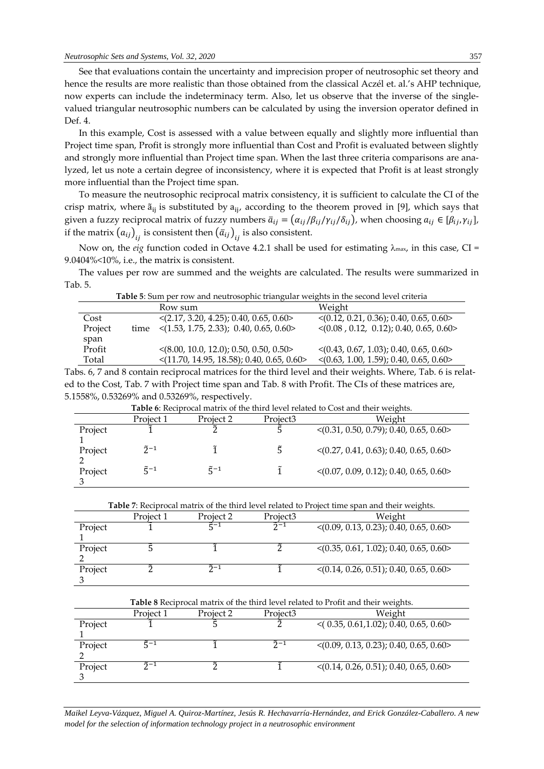See that evaluations contain the uncertainty and imprecision proper of neutrosophic set theory and hence the results are more realistic than those obtained from the classical Aczél et. al.'s AHP technique, now experts can include the indeterminacy term. Also, let us observe that the inverse of the single-valued triangular neutrosophic numbers can be calculated by using the inversion operator defined in Def. 4.

In this example, Cost is assessed with a value between equally and slightly more influential than Project time span, Profit is strongly more influential than Cost and Profit is evaluated between slightly and strongly more influential than Project time span. When the last three criteria comparisons are analyzed, let us note a certain degree of inconsistency, where it is expected that Profit is at least strongly more influential than the Project time span.

To measure the neutrosophic reciprocal matrix consistency, it is sufficient to calculate the CI of the crisp matrix, where $\tilde{a}_{ij}$ is substituted by $a_{ij}$, according to the theorem proved in [9], which says that given a fuzzy reciprocal matrix of fuzzy numbers $\bar{a}_{ij} = (\alpha_{ij}/\beta_{ij}/\gamma_{ij}/\delta_{ij})$, when choosing $a_{ij} \in [\beta_{ij}, \gamma_{ij}]$, if the matrix $(a_{ij})_{ij}$ is consistent then $(\bar{a}_{ij})_{ij}$ is also consistent.

Now on, the *eig* function coded in Octave 4.2.1 shall be used for estimating $\lambda_{max}$, in this case, CI = 9.0404%<10%, i.e., the matrix is consistent.

The values per row are summed and the weights are calculated. The results were summarized in Tab. 5.

**Table 5**: Sum per row and neutrosophic triangular weights in the second level criteria

| | Row sum | Weight |
|---|---|---|
| Cost | <(2.17, 3.20, 4.25); 0.40, 0.65, 0.60> | <(0.12, 0.21, 0.36); 0.40, 0.65, 0.60> |
| Project time span | <(1.53, 1.75, 2.33); 0.40, 0.65, 0.60> | <(0.08 , 0.12, 0.12); 0.40, 0.65, 0.60> |
| Profit | <(8.00, 10.0, 12.0); 0.50, 0.50, 0.50> | <(0.43, 0.67, 1.03); 0.40, 0.65, 0.60> |
| Total | <(11.70, 14.95, 18.58); 0.40, 0.65, 0.60> | <(0.63, 1.00, 1.59); 0.40, 0.65, 0.60> |

Tabs. 6, 7 and 8 contain reciprocal matrices for the third level and their weights. Where, Tab. 6 is related to the Cost, Tab. 7 with Project time span and Tab. 8 with Profit. The CIs of these matrices are, 5.1558%, 0.53269% and 0.53269%, respectively.

**Table 6**: Reciprocal matrix of the third level related to Cost and their weights.

| | Project 1 | Project 2 | Project3 | Weight |
|---|---|---|---|---|
| Project 1 | $\tilde{1}$ | $\tilde{2}$ | $\tilde{5}$ | <(0.31, 0.50, 0.79); 0.40, 0.65, 0.60> |
| Project 2 | $\tilde{2}^{-1}$ | $\tilde{1}$ | $\tilde{5}$ | <(0.27, 0.41, 0.63); 0.40, 0.65, 0.60> |
| Project 3 | $\tilde{5}^{-1}$ | $\tilde{5}^{-1}$ | $\tilde{1}$ | <(0.07, 0.09, 0.12); 0.40, 0.65, 0.60> |

**Table 7**: Reciprocal matrix of the third level related to Project time span and their weights.

| | Project 1 | Project 2 | Project3 | Weight |
|---|---|---|---|---|
| Project 1 | $\tilde{1}$ | $\tilde{5}^{-1}$ | $\tilde{2}^{-1}$ | <(0.09, 0.13, 0.23); 0.40, 0.65, 0.60> |
| Project 2 | $\tilde{5}$ | $\tilde{1}$ | $\tilde{2}$ | <(0.35, 0.61, 1.02); 0.40, 0.65, 0.60> |
| Project 3 | $\tilde{2}$ | $\tilde{2}^{-1}$ | $\tilde{1}$ | <(0.14, 0.26, 0.51); 0.40, 0.65, 0.60> |

**Table 8** Reciprocal matrix of the third level related to Profit and their weights.

| | Project 1 | Project 2 | Project3 | Weight |
|---|---|---|---|---|
| Project 1 | $\tilde{1}$ | $\tilde{5}$ | $\tilde{2}$ | <( 0.35, 0.61,1.02); 0.40, 0.65, 0.60> |
| Project 2 | $\tilde{5}^{-1}$ | $\tilde{1}$ | $\tilde{2}^{-1}$ | <(0.09, 0.13, 0.23); 0.40, 0.65, 0.60> |
| Project 3 | $\tilde{2}^{-1}$ | $\tilde{2}$ | $\tilde{1}$ | <(0.14, 0.26, 0.51); 0.40, 0.65, 0.60> |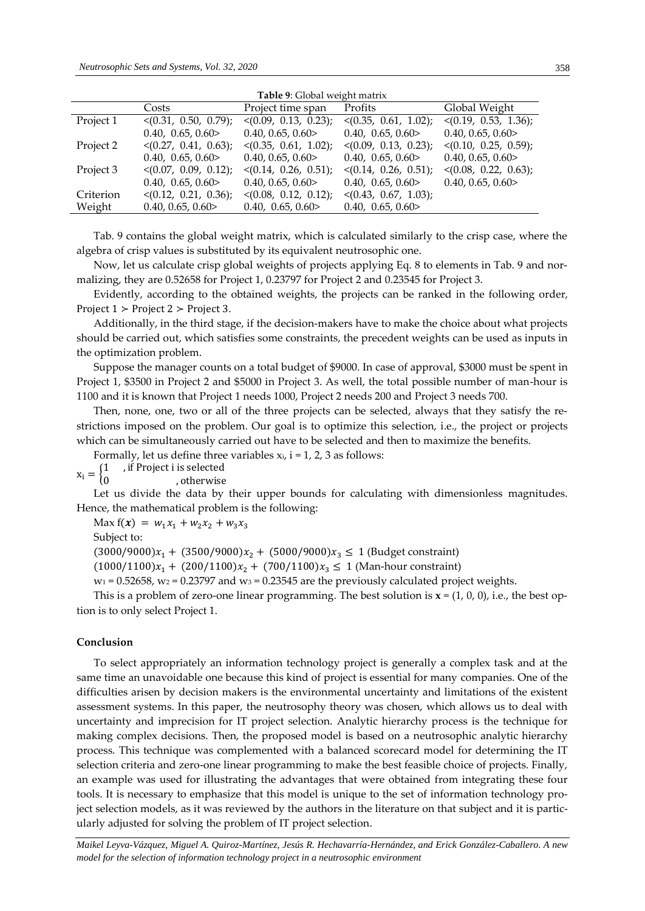**Table 9**: Global weight matrix

| | Costs | Project time span | Profits | Global Weight |
|---|---|---|---|---|
| Project 1 | <(0.31, 0.50, 0.79); 0.40, 0.65, 0.60> | <(0.09, 0.13, 0.23); 0.40, 0.65, 0.60> | <(0.35, 0.61, 1.02); 0.40, 0.65, 0.60> | <(0.19, 0.53, 1.36); 0.40, 0.65, 0.60> |
| Project 2 | <(0.27, 0.41, 0.63); 0.40, 0.65, 0.60> | <(0.35, 0.61, 1.02); 0.40, 0.65, 0.60> | <(0.09, 0.13, 0.23); 0.40, 0.65, 0.60> | <(0.10, 0.25, 0.59); 0.40, 0.65, 0.60> |
| Project 3 | <(0.07, 0.09, 0.12); 0.40, 0.65, 0.60> | <(0.14, 0.26, 0.51); 0.40, 0.65, 0.60> | <(0.14, 0.26, 0.51); 0.40, 0.65, 0.60> | <(0.08, 0.22, 0.63); 0.40, 0.65, 0.60> |
| Criterion Weight | <(0.12, 0.21, 0.36); 0.40, 0.65, 0.60> | <(0.08, 0.12, 0.12); 0.40, 0.65, 0.60> | <(0.43, 0.67, 1.03); 0.40, 0.65, 0.60> | |

Tab. 9 contains the global weight matrix, which is calculated similarly to the crisp case, where the algebra of crisp values is substituted by its equivalent neutrosophic one.

Now, let us calculate crisp global weights of projects applying Eq. 8 to elements in Tab. 9 and normalizing, they are 0.52658 for Project 1, 0.23797 for Project 2 and 0.23545 for Project 3.

Evidently, according to the obtained weights, the projects can be ranked in the following order, Project 1 ≻ Project 2 ≻ Project 3.

Additionally, in the third stage, if the decision-makers have to make the choice about what projects should be carried out, which satisfies some constraints, the precedent weights can be used as inputs in the optimization problem.

Suppose the manager counts on a total budget of \$9000. In case of approval, \$3000 must be spent in Project 1, \$3500 in Project 2 and \$5000 in Project 3. As well, the total possible number of man-hour is 1100 and it is known that Project 1 needs 1000, Project 2 needs 200 and Project 3 needs 700.

Then, none, one, two or all of the three projects can be selected, always that they satisfy the restrictions imposed on the problem. Our goal is to optimize this selection, i.e., the project or projects which can be simultaneously carried out have to be selected and then to maximize the benefits.

Formally, let us define three variables $x_i$, i = 1, 2, 3 as follows:

$$x_i = \begin{cases} 1 & \text{, if Project i is selected} \\ 0 & \text{, otherwise} \end{cases}$$

Let us divide the data by their upper bounds for calculating with dimensionless magnitudes. Hence, the mathematical problem is the following:

$\text{Max } f(\boldsymbol{x}) = w_1 x_1 + w_2 x_2 + w_3 x_3$

Subject to:

$(3000/9000)x_1 + (3500/9000)x_2 + (5000/9000)x_3 \leq 1$ (Budget constraint)

$(1000/1100)x_1 + (200/1100)x_2 + (700/1100)x_3 \leq 1$ (Man-hour constraint)

$w_1 = 0.52658$, $w_2 = 0.23797$ and $w_3 = 0.23545$ are the previously calculated project weights.

This is a problem of zero-one linear programming. The best solution is $\boldsymbol{x} = (1, 0, 0)$, i.e., the best option is to only select Project 1.

## Conclusion

To select appropriately an information technology project is generally a complex task and at the same time an unavoidable one because this kind of project is essential for many companies. One of the difficulties arisen by decision makers is the environmental uncertainty and limitations of the existent assessment systems. In this paper, the neutrosophy theory was chosen, which allows us to deal with uncertainty and imprecision for IT project selection. Analytic hierarchy process is the technique for making complex decisions. Then, the proposed model is based on a neutrosophic analytic hierarchy process. This technique was complemented with a balanced scorecard model for determining the IT selection criteria and zero-one linear programming to make the best feasible choice of projects. Finally, an example was used for illustrating the advantages that were obtained from integrating these four tools. It is necessary to emphasize that this model is unique to the set of information technology project selection models, as it was reviewed by the authors in the literature on that subject and it is particularly adjusted for solving the problem of IT project selection.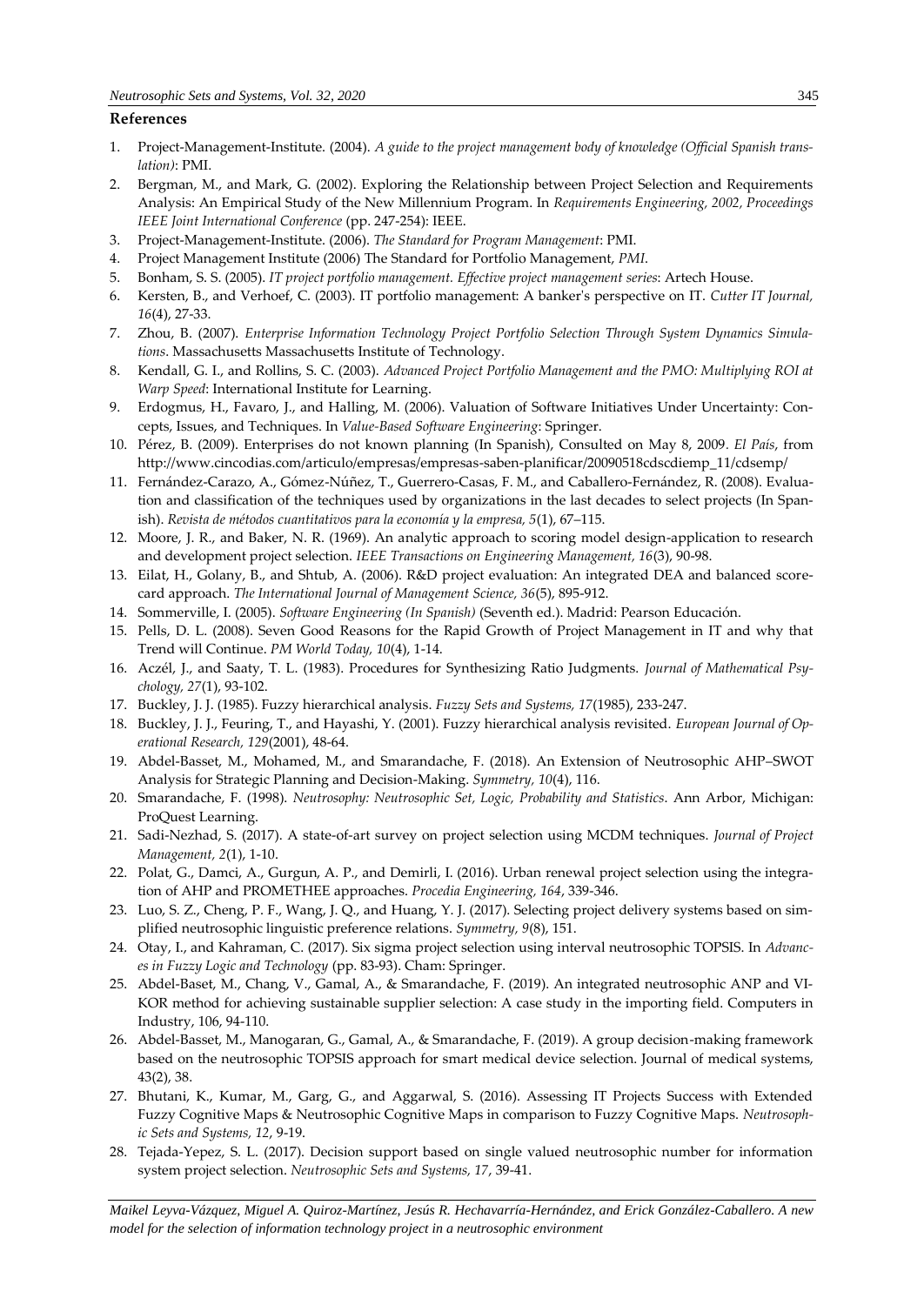## References

1. Project-Management-Institute. (2004). *A guide to the project management body of knowledge (Official Spanish translation)*: PMI.
2. Bergman, M., and Mark, G. (2002). Exploring the Relationship between Project Selection and Requirements Analysis: An Empirical Study of the New Millennium Program. In *Requirements Engineering, 2002, Proceedings IEEE Joint International Conference* (pp. 247-254): IEEE.
3. Project-Management-Institute. (2006). *The Standard for Program Management*: PMI.
4. Project Management Institute (2006) The Standard for Portfolio Management, *PMI*.
5. Bonham, S. S. (2005). *IT project portfolio management. Effective project management series*: Artech House.
6. Kersten, B., and Verhoef, C. (2003). IT portfolio management: A banker's perspective on IT. *Cutter IT Journal, 16*(4), 27-33.
7. Zhou, B. (2007). *Enterprise Information Technology Project Portfolio Selection Through System Dynamics Simulations*. Massachusetts Massachusetts Institute of Technology.
8. Kendall, G. I., and Rollins, S. C. (2003). *Advanced Project Portfolio Management and the PMO: Multiplying ROI at Warp Speed*: International Institute for Learning.
9. Erdogmus, H., Favaro, J., and Halling, M. (2006). Valuation of Software Initiatives Under Uncertainty: Concepts, Issues, and Techniques. In *Value-Based Software Engineering*: Springer.
10. Pérez, B. (2009). Enterprises do not known planning (In Spanish), Consulted on May 8, 2009. *El País*, from http://www.cincodias.com/articulo/empresas/empresas-saben-planificar/20090518cdscdiemp_11/cdsemp/
11. Fernández-Carazo, A., Gómez-Núñez, T., Guerrero-Casas, F. M., and Caballero-Fernández, R. (2008). Evaluation and classification of the techniques used by organizations in the last decades to select projects (In Spanish). *Revista de métodos cuantitativos para la economía y la empresa, 5*(1), 67–115.
12. Moore, J. R., and Baker, N. R. (1969). An analytic approach to scoring model design-application to research and development project selection. *IEEE Transactions on Engineering Management, 16*(3), 90-98.
13. Eilat, H., Golany, B., and Shtub, A. (2006). R&D project evaluation: An integrated DEA and balanced scorecard approach. *The International Journal of Management Science, 36*(5), 895-912.
14. Sommerville, I. (2005). *Software Engineering (In Spanish)* (Seventh ed.). Madrid: Pearson Educación.
15. Pells, D. L. (2008). Seven Good Reasons for the Rapid Growth of Project Management in IT and why that Trend will Continue. *PM World Today, 10*(4), 1-14.
16. Aczél, J., and Saaty, T. L. (1983). Procedures for Synthesizing Ratio Judgments. *Journal of Mathematical Psychology, 27*(1), 93-102.
17. Buckley, J. J. (1985). Fuzzy hierarchical analysis. *Fuzzy Sets and Systems, 17*(1985), 233-247.
18. Buckley, J. J., Feuring, T., and Hayashi, Y. (2001). Fuzzy hierarchical analysis revisited. *European Journal of Operational Research, 129*(2001), 48-64.
19. Abdel-Basset, M., Mohamed, M., and Smarandache, F. (2018). An Extension of Neutrosophic AHP–SWOT Analysis for Strategic Planning and Decision-Making. *Symmetry, 10*(4), 116.
20. Smarandache, F. (1998). *Neutrosophy: Neutrosophic Set, Logic, Probability and Statistics*. Ann Arbor, Michigan: ProQuest Learning.
21. Sadi-Nezhad, S. (2017). A state-of-art survey on project selection using MCDM techniques. *Journal of Project Management, 2*(1), 1-10.
22. Polat, G., Damci, A., Gurgun, A. P., and Demirli, I. (2016). Urban renewal project selection using the integration of AHP and PROMETHEE approaches. *Procedia Engineering, 164*, 339-346.
23. Luo, S. Z., Cheng, P. F., Wang, J. Q., and Huang, Y. J. (2017). Selecting project delivery systems based on simplified neutrosophic linguistic preference relations. *Symmetry, 9*(8), 151.
24. Otay, I., and Kahraman, C. (2017). Six sigma project selection using interval neutrosophic TOPSIS. In *Advances in Fuzzy Logic and Technology* (pp. 83-93). Cham: Springer.
25. Abdel-Baset, M., Chang, V., Gamal, A., & Smarandache, F. (2019). An integrated neutrosophic ANP and VIKOR method for achieving sustainable supplier selection: A case study in the importing field. Computers in Industry, 106, 94-110.
26. Abdel-Basset, M., Manogaran, G., Gamal, A., & Smarandache, F. (2019). A group decision-making framework based on the neutrosophic TOPSIS approach for smart medical device selection. Journal of medical systems, 43(2), 38.
27. Bhutani, K., Kumar, M., Garg, G., and Aggarwal, S. (2016). Assessing IT Projects Success with Extended Fuzzy Cognitive Maps & Neutrosophic Cognitive Maps in comparison to Fuzzy Cognitive Maps. *Neutrosophic Sets and Systems, 12*, 9-19.
28. Tejada-Yepez, S. L. (2017). Decision support based on single valued neutrosophic number for information system project selection. *Neutrosophic Sets and Systems, 17*, 39-41.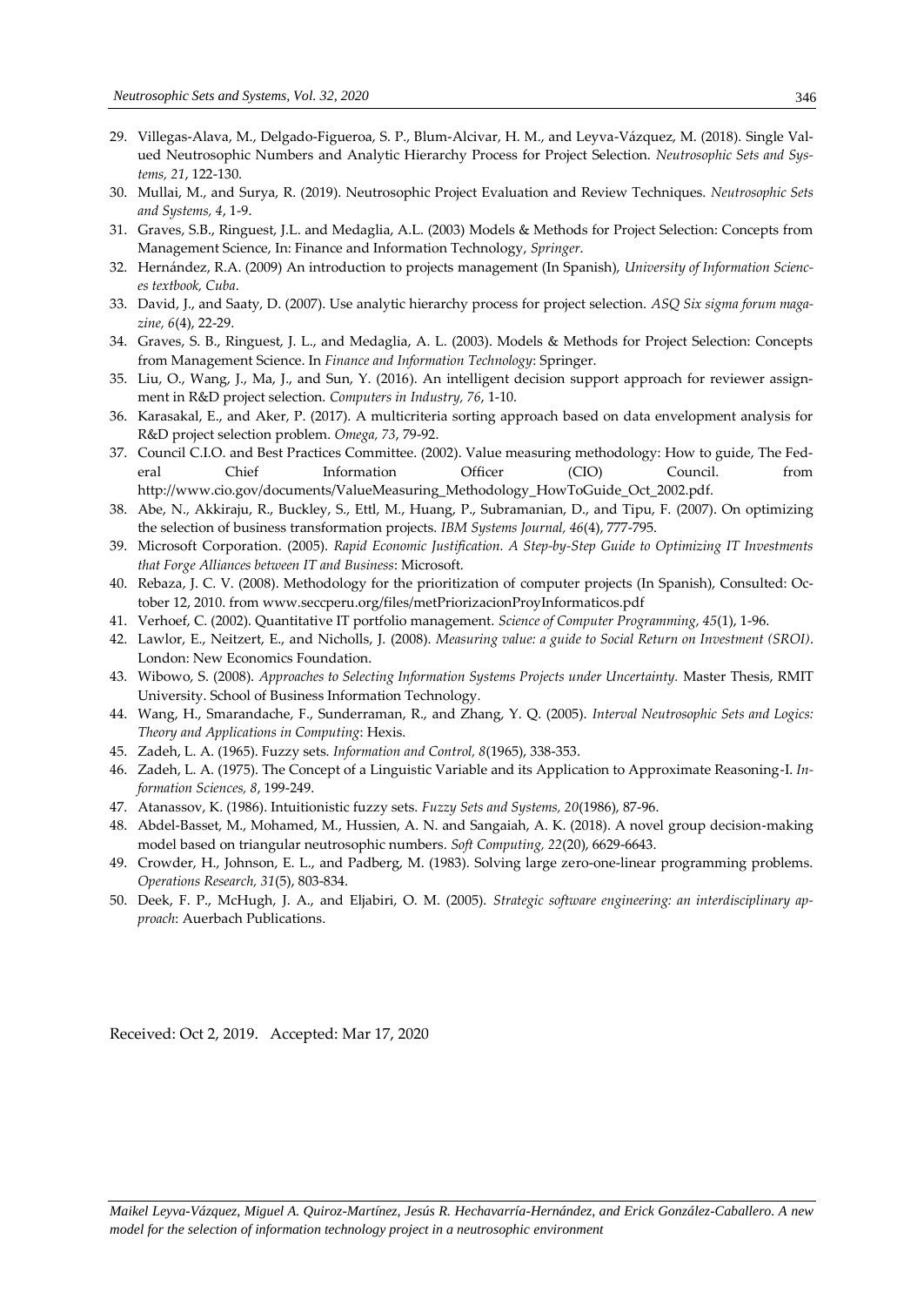29. Villegas-Alava, M., Delgado-Figueroa, S. P., Blum-Alcivar, H. M., and Leyva-Vázquez, M. (2018). Single Valued Neutrosophic Numbers and Analytic Hierarchy Process for Project Selection. *Neutrosophic Sets and Systems, 21*, 122-130.
30. Mullai, M., and Surya, R. (2019). Neutrosophic Project Evaluation and Review Techniques. *Neutrosophic Sets and Systems, 4*, 1-9.
31. Graves, S.B., Ringuest, J.L. and Medaglia, A.L. (2003) Models & Methods for Project Selection: Concepts from Management Science, In: Finance and Information Technology, *Springer*.
32. Hernández, R.A. (2009) An introduction to projects management (In Spanish), *University of Information Sciences textbook, Cuba*.
33. David, J., and Saaty, D. (2007). Use analytic hierarchy process for project selection. *ASQ Six sigma forum magazine, 6*(4), 22-29.
34. Graves, S. B., Ringuest, J. L., and Medaglia, A. L. (2003). Models & Methods for Project Selection: Concepts from Management Science. In *Finance and Information Technology*: Springer.
35. Liu, O., Wang, J., Ma, J., and Sun, Y. (2016). An intelligent decision support approach for reviewer assignment in R&D project selection. *Computers in Industry, 76*, 1-10.
36. Karasakal, E., and Aker, P. (2017). A multicriteria sorting approach based on data envelopment analysis for R&D project selection problem. *Omega, 73*, 79-92.
37. Council C.I.O. and Best Practices Committee. (2002). Value measuring methodology: How to guide, The Federal Chief Information Officer (CIO) Council. from http://www.cio.gov/documents/ValueMeasuring_Methodology_HowToGuide_Oct_2002.pdf.
38. Abe, N., Akkiraju, R., Buckley, S., Ettl, M., Huang, P., Subramanian, D., and Tipu, F. (2007). On optimizing the selection of business transformation projects. *IBM Systems Journal, 46*(4), 777-795.
39. Microsoft Corporation. (2005). *Rapid Economic Justification. A Step-by-Step Guide to Optimizing IT Investments that Forge Alliances between IT and Business*: Microsoft.
40. Rebaza, J. C. V. (2008). Methodology for the prioritization of computer projects (In Spanish), Consulted: October 12, 2010. from www.seccperu.org/files/metPriorizacionProyInformaticos.pdf
41. Verhoef, C. (2002). Quantitative IT portfolio management. *Science of Computer Programming, 45*(1), 1-96.
42. Lawlor, E., Neitzert, E., and Nicholls, J. (2008). *Measuring value: a guide to Social Return on Investment (SROI)*. London: New Economics Foundation.
43. Wibowo, S. (2008). *Approaches to Selecting Information Systems Projects under Uncertainty.* Master Thesis, RMIT University. School of Business Information Technology.
44. Wang, H., Smarandache, F., Sunderraman, R., and Zhang, Y. Q. (2005). *Interval Neutrosophic Sets and Logics: Theory and Applications in Computing*: Hexis.
45. Zadeh, L. A. (1965). Fuzzy sets. *Information and Control, 8*(1965), 338-353.
46. Zadeh, L. A. (1975). The Concept of a Linguistic Variable and its Application to Approximate Reasoning-I. *Information Sciences, 8*, 199-249.
47. Atanassov, K. (1986). Intuitionistic fuzzy sets. *Fuzzy Sets and Systems, 20*(1986), 87-96.
48. Abdel-Basset, M., Mohamed, M., Hussien, A. N. and Sangaiah, A. K. (2018). A novel group decision-making model based on triangular neutrosophic numbers. *Soft Computing, 22*(20), 6629-6643.
49. Crowder, H., Johnson, E. L., and Padberg, M. (1983). Solving large zero-one-linear programming problems. *Operations Research, 31*(5), 803-834.
50. Deek, F. P., McHugh, J. A., and Eljabiri, O. M. (2005). *Strategic software engineering: an interdisciplinary approach*: Auerbach Publications.

Received: Oct 2, 2019. Accepted: Mar 17, 2020